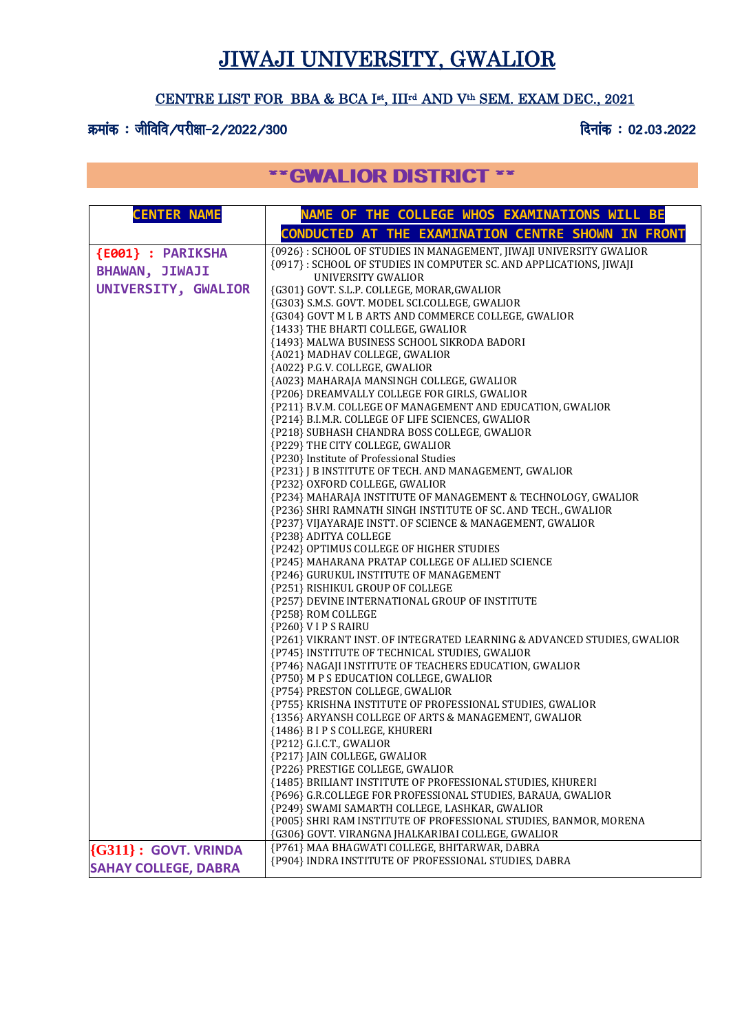# JIWAJI UNIVERSITY, GWALIOR

## CENTRE LIST FOR BBA & BCA I[st], III[rd] AND V[th] SEM. EXAM DEC., 2021

क्रमांक : जीविवि/परीक्षा-2/2022/300 दिनांक : 02.03.2022

## **GWALIOR DISTRICT **

| CENTER NAME | NAME OF THE COLLEGE WHOS EXAMINATIONS WILL BE CONDUCTED AT THE EXAMINATION CENTRE SHOWN IN FRONT |
|---|---|
| {E001} : PARIKSHA BHAWAN, JIWAJI UNIVERSITY, GWALIOR | {0926} : SCHOOL OF STUDIES IN MANAGEMENT, JIWAJI UNIVERSITY GWALIOR<br>{0917} : SCHOOL OF STUDIES IN COMPUTER SC. AND APPLICATIONS, JIWAJI UNIVERSITY GWALIOR<br>{G301} GOVT. S.L.P. COLLEGE, MORAR,GWALIOR<br>{G303} S.M.S. GOVT. MODEL SCI.COLLEGE, GWALIOR<br>{G304} GOVT M L B ARTS AND COMMERCE COLLEGE, GWALIOR<br>{1433} THE BHARTI COLLEGE, GWALIOR<br>{1493} MALWA BUSINESS SCHOOL SIKRODA BADORI<br>{A021} MADHAV COLLEGE, GWALIOR<br>{A022} P.G.V. COLLEGE, GWALIOR<br>{A023} MAHARAJA MANSINGH COLLEGE, GWALIOR<br>{P206} DREAMVALLY COLLEGE FOR GIRLS, GWALIOR<br>{P211} B.V.M. COLLEGE OF MANAGEMENT AND EDUCATION, GWALIOR<br>{P214} B.I.M.R. COLLEGE OF LIFE SCIENCES, GWALIOR<br>{P218} SUBHASH CHANDRA BOSS COLLEGE, GWALIOR<br>{P229} THE CITY COLLEGE, GWALIOR<br>{P230} Institute of Professional Studies<br>{P231} J B INSTITUTE OF TECH. AND MANAGEMENT, GWALIOR<br>{P232} OXFORD COLLEGE, GWALIOR<br>{P234} MAHARAJA INSTITUTE OF MANAGEMENT & TECHNOLOGY, GWALIOR<br>{P236} SHRI RAMNATH SINGH INSTITUTE OF SC. AND TECH., GWALIOR<br>{P237} VIJAYARAJE INSTT. OF SCIENCE & MANAGEMENT, GWALIOR<br>{P238} ADITYA COLLEGE<br>{P242} OPTIMUS COLLEGE OF HIGHER STUDIES<br>{P245} MAHARANA PRATAP COLLEGE OF ALLIED SCIENCE<br>{P246} GURUKUL INSTITUTE OF MANAGEMENT<br>{P251} RISHIKUL GROUP OF COLLEGE<br>{P257} DEVINE INTERNATIONAL GROUP OF INSTITUTE<br>{P258} ROM COLLEGE<br>{P260} V I P S RAIRU<br>{P261} VIKRANT INST. OF INTEGRATED LEARNING & ADVANCED STUDIES, GWALIOR<br>{P745} INSTITUTE OF TECHNICAL STUDIES, GWALIOR<br>{P746} NAGAJI INSTITUTE OF TEACHERS EDUCATION, GWALIOR<br>{P750} M P S EDUCATION COLLEGE, GWALIOR<br>{P754} PRESTON COLLEGE, GWALIOR<br>{P755} KRISHNA INSTITUTE OF PROFESSIONAL STUDIES, GWALIOR<br>{1356} ARYANSH COLLEGE OF ARTS & MANAGEMENT, GWALIOR<br>{1486} B I P S COLLEGE, KHURERI<br>{P212} G.I.C.T., GWALIOR<br>{P217} JAIN COLLEGE, GWALIOR<br>{P226} PRESTIGE COLLEGE, GWALIOR<br>{1485} BRILIANT INSTITUTE OF PROFESSIONAL STUDIES, KHURERI<br>{P696} G.R.COLLEGE FOR PROFESSIONAL STUDIES, BARAUA, GWALIOR<br>{P249} SWAMI SAMARTH COLLEGE, LASHKAR, GWALIOR<br>{P005} SHRI RAM INSTITUTE OF PROFESSIONAL STUDIES, BANMOR, MORENA<br>{G306} GOVT. VIRANGNA JHALKARIBAI COLLEGE, GWALIOR |
| {G311} : GOVT. VRINDA SAHAY COLLEGE, DABRA | {P761} MAA BHAGWATI COLLEGE, BHITARWAR, DABRA<br>{P904} INDRA INSTITUTE OF PROFESSIONAL STUDIES, DABRA |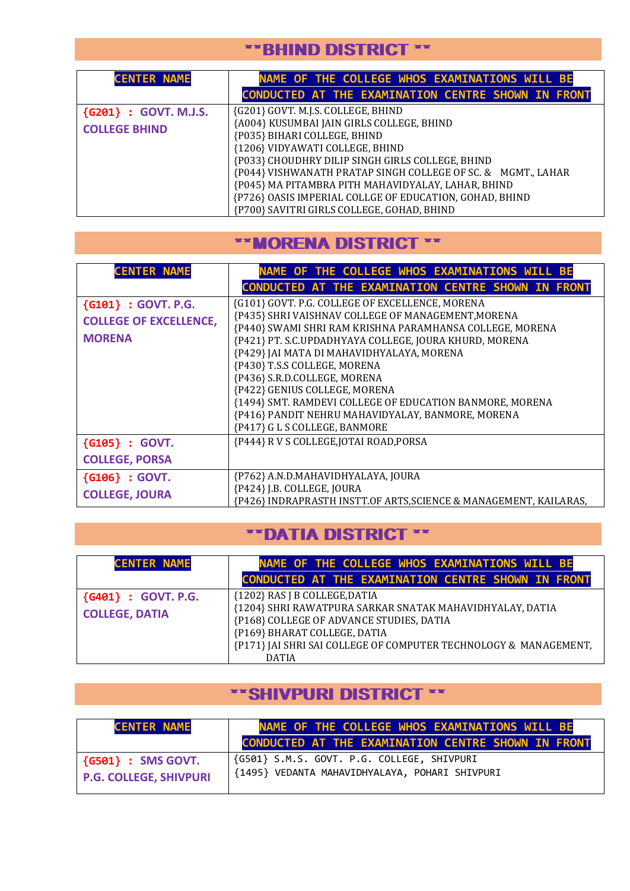## **BHIND DISTRICT **

| CENTER NAME | NAME OF THE COLLEGE WHOS EXAMINATIONS WILL BE CONDUCTED AT THE EXAMINATION CENTRE SHOWN IN FRONT |
|---|---|
| {G201} : GOVT. M.J.S. COLLEGE BHIND | {G201} GOVT. M.J.S. COLLEGE, BHIND<br>{A004} KUSUMBAI JAIN GIRLS COLLEGE, BHIND<br>{P035} BIHARI COLLEGE, BHIND<br>{1206} VIDYAWATI COLLEGE, BHIND<br>{P033} CHOUDHRY DILIP SINGH GIRLS COLLEGE, BHIND<br>{P044} VISHWANATH PRATAP SINGH COLLEGE OF SC. & MGMT., LAHAR<br>{P045} MA PITAMBRA PITH MAHAVIDYALAY, LAHAR, BHIND<br>{P726} OASIS IMPERIAL COLLGE OF EDUCATION, GOHAD, BHIND<br>{P700} SAVITRI GIRLS COLLEGE, GOHAD, BHIND |

## **MORENA DISTRICT **

| CENTER NAME | NAME OF THE COLLEGE WHOS EXAMINATIONS WILL BE CONDUCTED AT THE EXAMINATION CENTRE SHOWN IN FRONT |
|---|---|
| {G101} : GOVT. P.G. COLLEGE OF EXCELLENCE, MORENA | {G101} GOVT. P.G. COLLEGE OF EXCELLENCE, MORENA<br>{P435} SHRI VAISHNAV COLLEGE OF MANAGEMENT,MORENA<br>{P440} SWAMI SHRI RAM KRISHNA PARAMHANSA COLLEGE, MORENA<br>{P421} PT. S.C.UPDADHYAYA COLLEGE, JOURA KHURD, MORENA<br>{P429} JAI MATA DI MAHAVIDHYALAYA, MORENA<br>{P430} T.S.S COLLEGE, MORENA<br>{P436} S.R.D.COLLEGE, MORENA<br>{P422} GENIUS COLLEGE, MORENA<br>{1494} SMT. RAMDEVI COLLEGE OF EDUCATION BANMORE, MORENA<br>{P416} PANDIT NEHRU MAHAVIDYALAY, BANMORE, MORENA<br>{P417} G L S COLLEGE, BANMORE |
| {G105} : GOVT. COLLEGE, PORSA | {P444} R V S COLLEGE,JOTAI ROAD,PORSA |
| {G106} : GOVT. COLLEGE, JOURA | {P762} A.N.D.MAHAVIDHYALAYA, JOURA<br>{P424} J.B. COLLEGE, JOURA<br>{P426} INDRAPRASTH INSTT.OF ARTS,SCIENCE & MANAGEMENT, KAILARAS, |

## **DATIA DISTRICT **

| CENTER NAME | NAME OF THE COLLEGE WHOS EXAMINATIONS WILL BE CONDUCTED AT THE EXAMINATION CENTRE SHOWN IN FRONT |
|---|---|
| {G401} : GOVT. P.G. COLLEGE, DATIA | {1202} RAS J B COLLEGE,DATIA<br>{1204} SHRI RAWATPURA SARKAR SNATAK MAHAVIDHYALAY, DATIA<br>{P168} COLLEGE OF ADVANCE STUDIES, DATIA<br>{P169} BHARAT COLLEGE, DATIA<br>{P171} JAI SHRI SAI COLLEGE OF COMPUTER TECHNOLOGY & MANAGEMENT, DATIA |

## **SHIVPURI DISTRICT **

| CENTER NAME | NAME OF THE COLLEGE WHOS EXAMINATIONS WILL BE CONDUCTED AT THE EXAMINATION CENTRE SHOWN IN FRONT |
|---|---|
| {G501} : SMS GOVT. P.G. COLLEGE, SHIVPURI | {G501} S.M.S. GOVT. P.G. COLLEGE, SHIVPURI<br>{1495} VEDANTA MAHAVIDHYALAYA, POHARI SHIVPURI |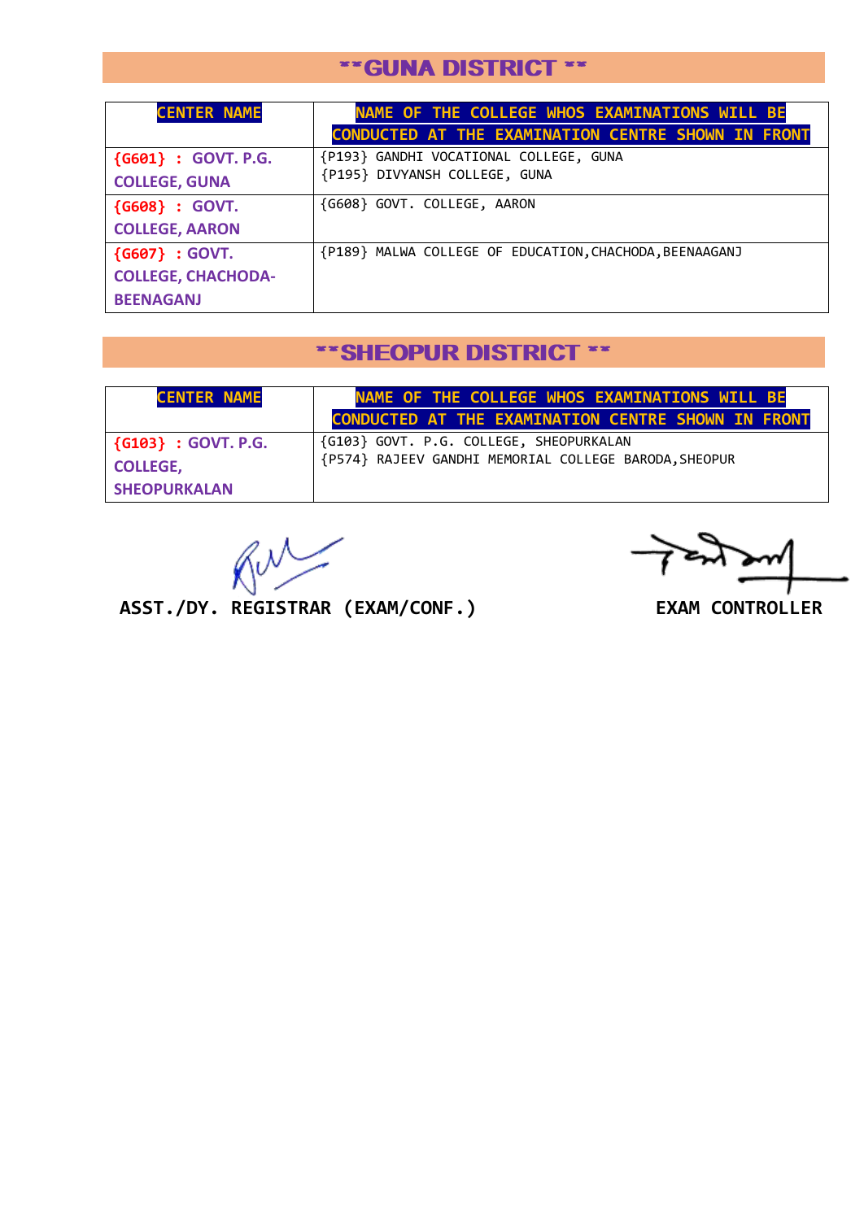## **GUNA DISTRICT **

| CENTER NAME | NAME OF THE COLLEGE WHOS EXAMINATIONS WILL BE CONDUCTED AT THE EXAMINATION CENTRE SHOWN IN FRONT |
|---|---|
| {G601} : GOVT. P.G. COLLEGE, GUNA | {P193} GANDHI VOCATIONAL COLLEGE, GUNA<br>{P195} DIVYANSH COLLEGE, GUNA |
| {G608} : GOVT. COLLEGE, AARON | {G608} GOVT. COLLEGE, AARON |
| {G607} : GOVT. COLLEGE, CHACHODA-BEENAGANJ | {P189} MALWA COLLEGE OF EDUCATION,CHACHODA,BEENAAGANJ |

## **SHEOPUR DISTRICT **

| CENTER NAME | NAME OF THE COLLEGE WHOS EXAMINATIONS WILL BE CONDUCTED AT THE EXAMINATION CENTRE SHOWN IN FRONT |
|---|---|
| {G103} : GOVT. P.G. COLLEGE, SHEOPURKALAN | {G103} GOVT. P.G. COLLEGE, SHEOPURKALAN<br>{P574} RAJEEV GANDHI MEMORIAL COLLEGE BARODA,SHEOPUR |

**ASST./DY. REGISTRAR (EXAM/CONF.)**

**EXAM CONTROLLER**